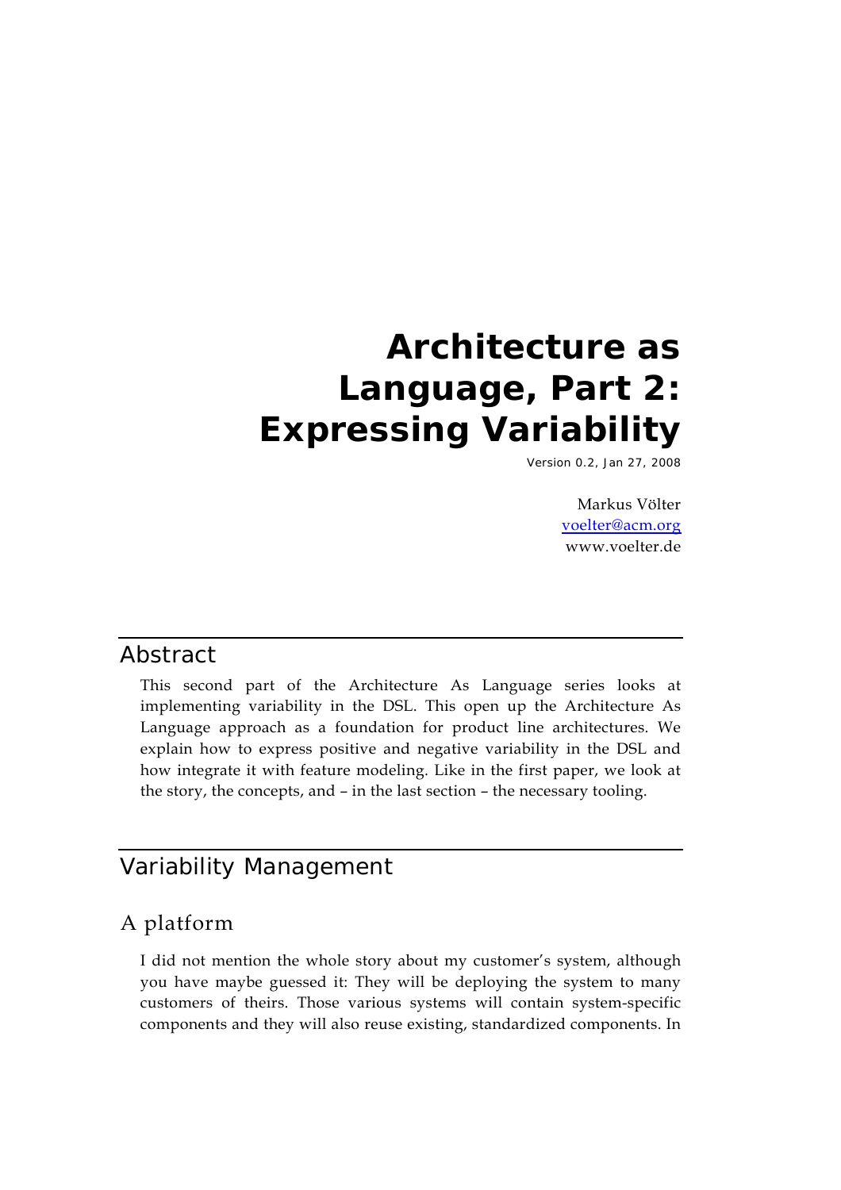# Architecture as Language, Part 2: Expressing Variability

Version 0.2, Jan 27, 2008

Markus Völter
voelter@acm.org
www.voelter.de

## Abstract

This second part of the Architecture As Language series looks at implementing variability in the DSL. This open up the Architecture As Language approach as a foundation for product line architectures. We explain how to express positive and negative variability in the DSL and how integrate it with feature modeling. Like in the first paper, we look at the story, the concepts, and – in the last section – the necessary tooling.

## Variability Management

### A platform

I did not mention the whole story about my customer's system, although you have maybe guessed it: They will be deploying the system to many customers of theirs. Those various systems will contain system-specific components and they will also reuse existing, standardized components. In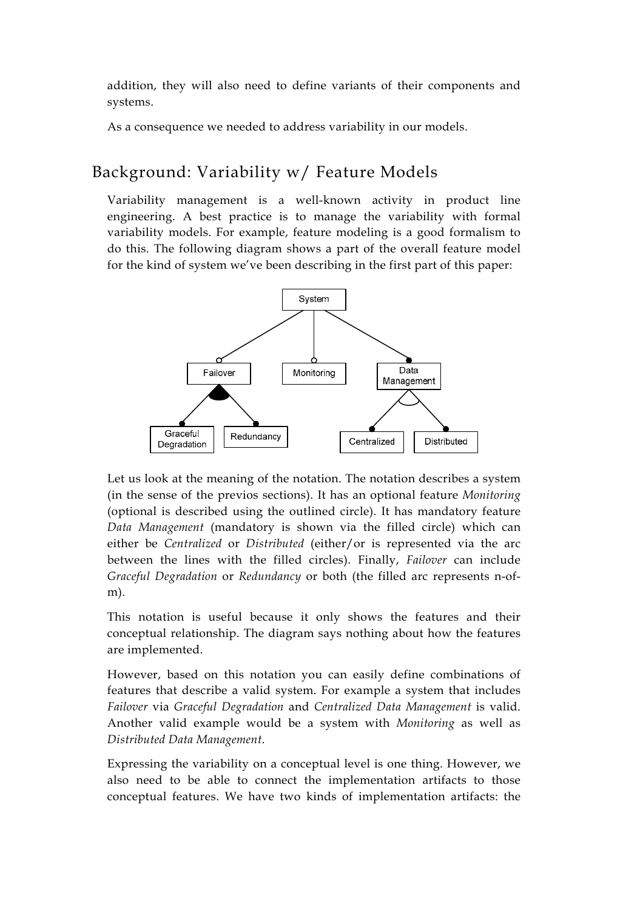addition, they will also need to define variants of their components and systems.

As a consequence we needed to address variability in our models.

## Background: Variability w/ Feature Models

Variability management is a well-known activity in product line engineering. A best practice is to manage the variability with formal variability models. For example, feature modeling is a good formalism to do this. The following diagram shows a part of the overall feature model for the kind of system we've been describing in the first part of this paper:

Let us look at the meaning of the notation. The notation describes a system (in the sense of the previos sections). It has an optional feature *Monitoring* (optional is described using the outlined circle). It has mandatory feature *Data Management* (mandatory is shown via the filled circle) which can either be *Centralized* or *Distributed* (either/or is represented via the arc between the lines with the filled circles). Finally, *Failover* can include *Graceful Degradation* or *Redundancy* or both (the filled arc represents n-of-m).

This notation is useful because it only shows the features and their conceptual relationship. The diagram says nothing about how the features are implemented.

However, based on this notation you can easily define combinations of features that describe a valid system. For example a system that includes *Failover* via *Graceful Degradation* and *Centralized Data Management* is valid. Another valid example would be a system with *Monitoring* as well as *Distributed Data Management*.

Expressing the variability on a conceptual level is one thing. However, we also need to be able to connect the implementation artifacts to those conceptual features. We have two kinds of implementation artifacts: the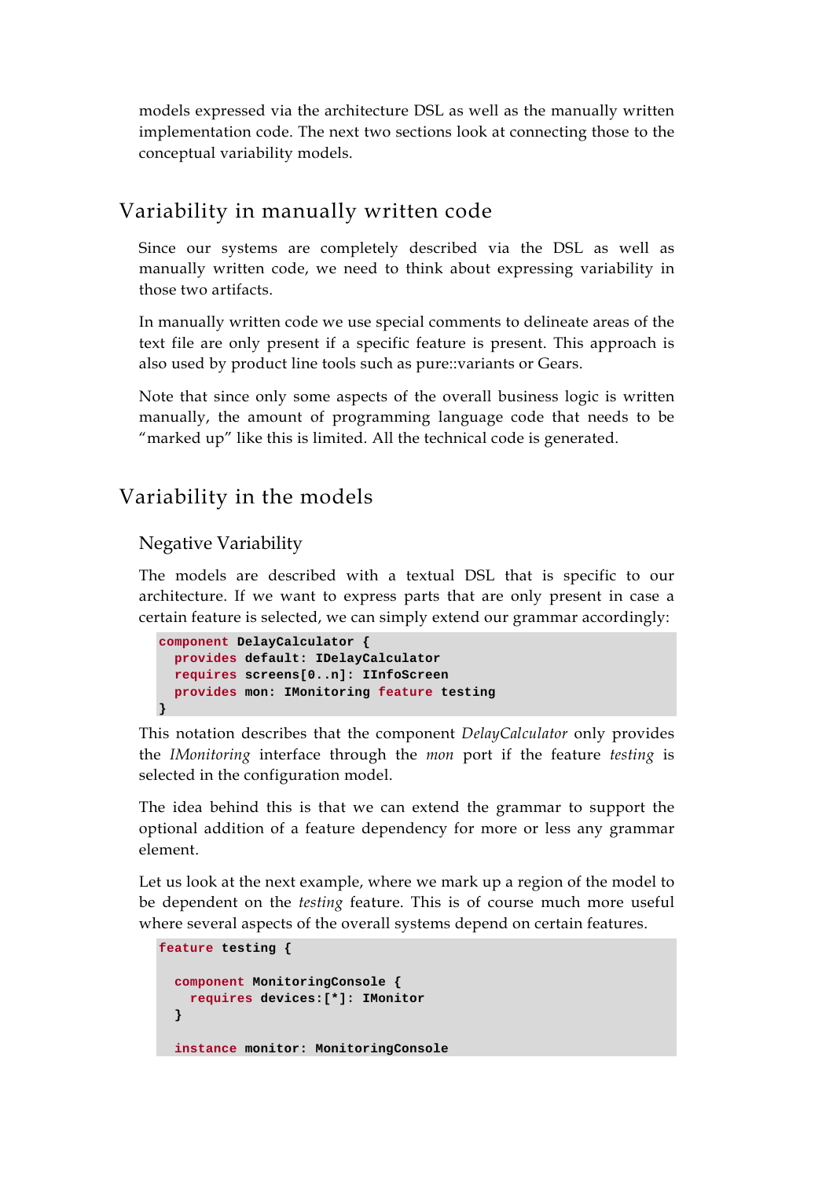models expressed via the architecture DSL as well as the manually written implementation code. The next two sections look at connecting those to the conceptual variability models.

## Variability in manually written code

Since our systems are completely described via the DSL as well as manually written code, we need to think about expressing variability in those two artifacts.

In manually written code we use special comments to delineate areas of the text file are only present if a specific feature is present. This approach is also used by product line tools such as pure::variants or Gears.

Note that since only some aspects of the overall business logic is written manually, the amount of programming language code that needs to be "marked up" like this is limited. All the technical code is generated.

## Variability in the models

### Negative Variability

The models are described with a textual DSL that is specific to our architecture. If we want to express parts that are only present in case a certain feature is selected, we can simply extend our grammar accordingly:

```
component DelayCalculator {
  provides default: IDelayCalculator
  requires screens[0..n]: IInfoScreen
  provides mon: IMonitoring feature testing
}
```

This notation describes that the component *DelayCalculator* only provides the *IMonitoring* interface through the *mon* port if the feature *testing* is selected in the configuration model.

The idea behind this is that we can extend the grammar to support the optional addition of a feature dependency for more or less any grammar element.

Let us look at the next example, where we mark up a region of the model to be dependent on the *testing* feature. This is of course much more useful where several aspects of the overall systems depend on certain features.

```
feature testing {

  component MonitoringConsole {
    requires devices:[*]: IMonitor
  }

  instance monitor: MonitoringConsole
```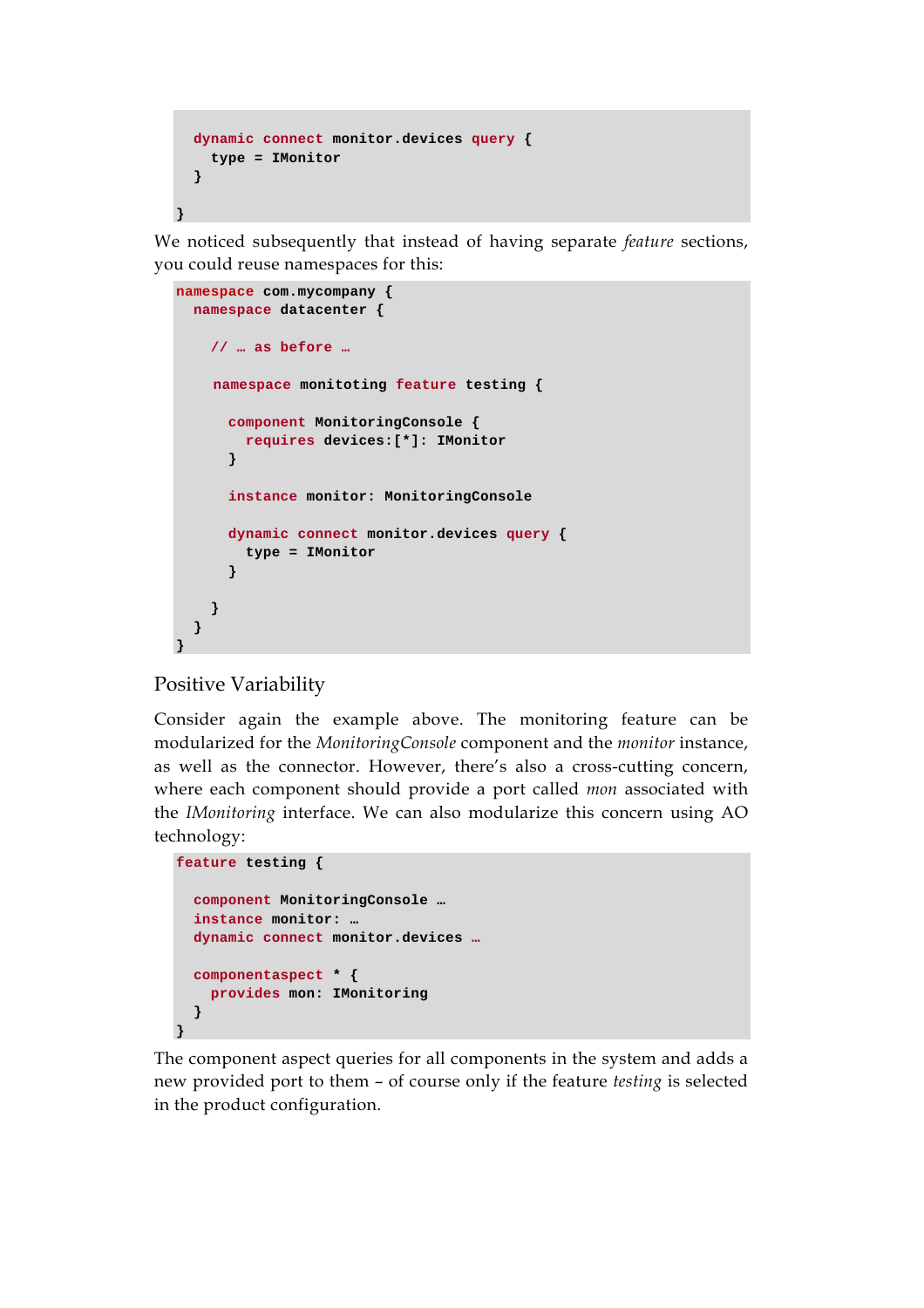```
  dynamic connect monitor.devices query {
    type = IMonitor
  }

}
```

We noticed subsequently that instead of having separate *feature* sections, you could reuse namespaces for this:

```
namespace com.mycompany {
  namespace datacenter {

    // … as before …

    namespace monitoting feature testing {

      component MonitoringConsole {
        requires devices:[*]: IMonitor
      }

      instance monitor: MonitoringConsole

      dynamic connect monitor.devices query {
        type = IMonitor
      }

    }
  }
}
```

## Positive Variability

Consider again the example above. The monitoring feature can be modularized for the *MonitoringConsole* component and the *monitor* instance, as well as the connector. However, there's also a cross-cutting concern, where each component should provide a port called *mon* associated with the *IMonitoring* interface. We can also modularize this concern using AO technology:

```
feature testing {

  component MonitoringConsole …
  instance monitor: …
  dynamic connect monitor.devices …

  componentaspect * {
    provides mon: IMonitoring
  }
}
```

The component aspect queries for all components in the system and adds a new provided port to them – of course only if the feature *testing* is selected in the product configuration.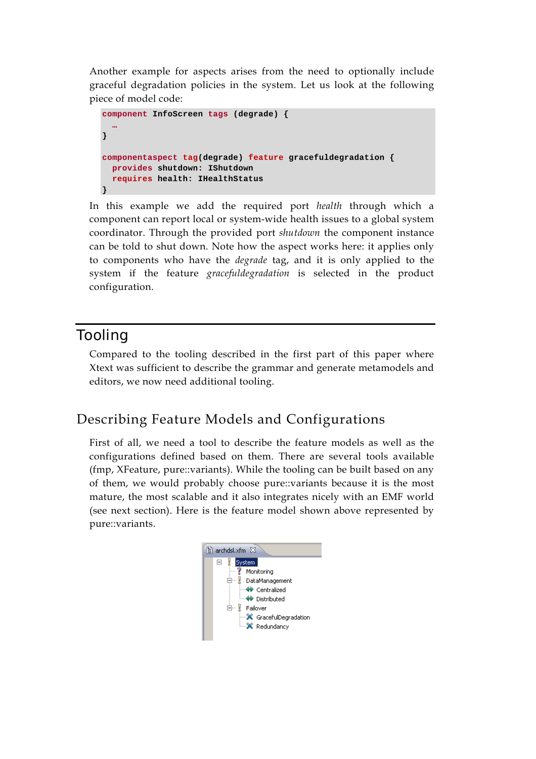Another example for aspects arises from the need to optionally include graceful degradation policies in the system. Let us look at the following piece of model code:

```
component InfoScreen tags (degrade) {
  …
}

componentaspect tag(degrade) feature gracefuldegradation {
  provides shutdown: IShutdown
  requires health: IHealthStatus
}
```

In this example we add the required port *health* through which a component can report local or system-wide health issues to a global system coordinator. Through the provided port *shutdown* the component instance can be told to shut down. Note how the aspect works here: it applies only to components who have the *degrade* tag, and it is only applied to the system if the feature *gracefuldegradation* is selected in the product configuration.

# Tooling

Compared to the tooling described in the first part of this paper where Xtext was sufficient to describe the grammar and generate metamodels and editors, we now need additional tooling.

## Describing Feature Models and Configurations

First of all, we need a tool to describe the feature models as well as the configurations defined based on them. There are several tools available (fmp, XFeature, pure::variants). While the tooling can be built based on any of them, we would probably choose pure::variants because it is the most mature, the most scalable and it also integrates nicely with an EMF world (see next section). Here is the feature model shown above represented by pure::variants.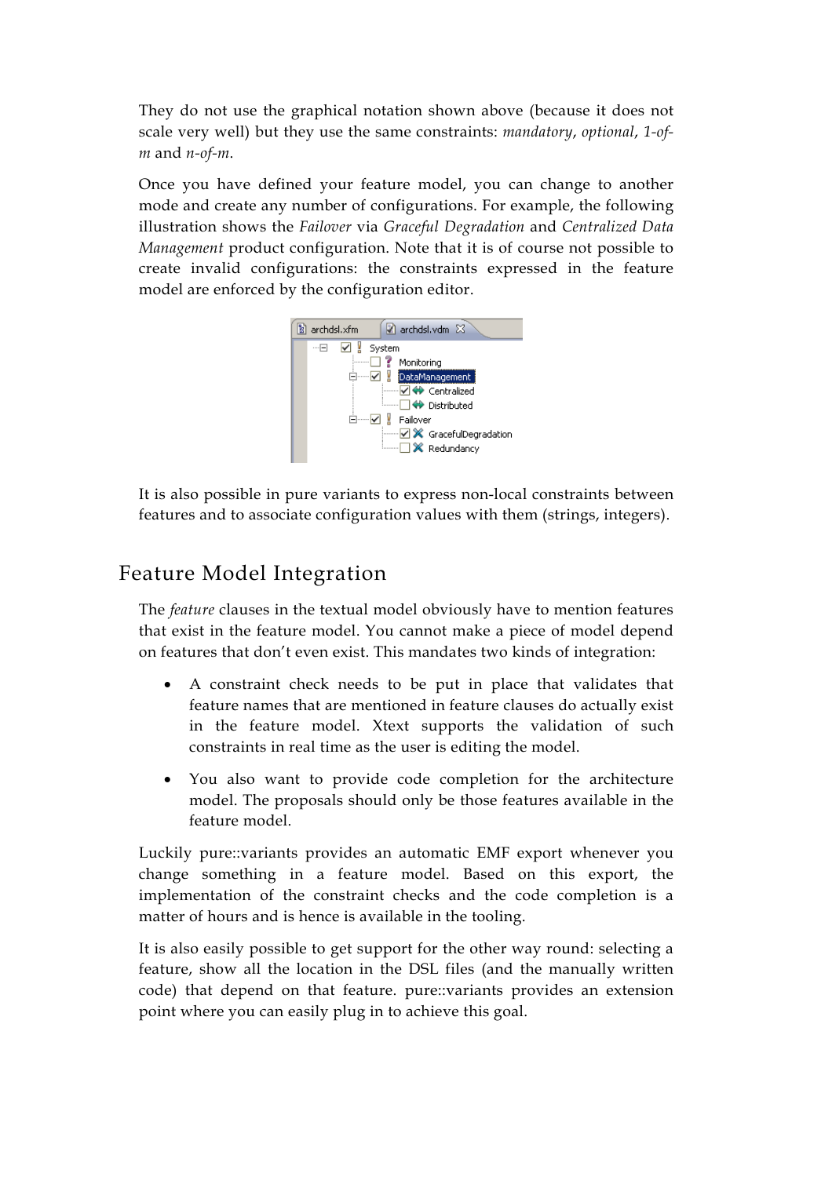They do not use the graphical notation shown above (because it does not scale very well) but they use the same constraints: *mandatory*, *optional*, *1-of-m* and *n-of-m*.

Once you have defined your feature model, you can change to another mode and create any number of configurations. For example, the following illustration shows the *Failover* via *Graceful Degradation* and *Centralized Data Management* product configuration. Note that it is of course not possible to create invalid configurations: the constraints expressed in the feature model are enforced by the configuration editor.

It is also possible in pure variants to express non-local constraints between features and to associate configuration values with them (strings, integers).

## Feature Model Integration

The *feature* clauses in the textual model obviously have to mention features that exist in the feature model. You cannot make a piece of model depend on features that don't even exist. This mandates two kinds of integration:

- A constraint check needs to be put in place that validates that feature names that are mentioned in feature clauses do actually exist in the feature model. Xtext supports the validation of such constraints in real time as the user is editing the model.
- You also want to provide code completion for the architecture model. The proposals should only be those features available in the feature model.

Luckily pure::variants provides an automatic EMF export whenever you change something in a feature model. Based on this export, the implementation of the constraint checks and the code completion is a matter of hours and is hence is available in the tooling.

It is also easily possible to get support for the other way round: selecting a feature, show all the location in the DSL files (and the manually written code) that depend on that feature. pure::variants provides an extension point where you can easily plug in to achieve this goal.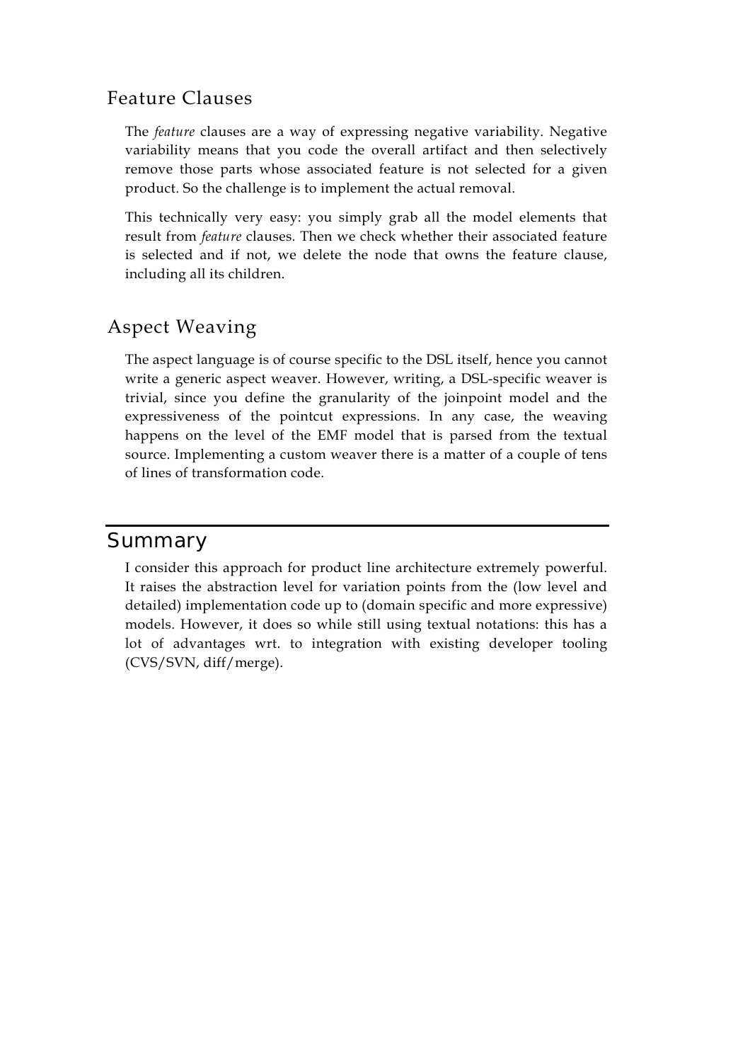### Feature Clauses

The *feature* clauses are a way of expressing negative variability. Negative variability means that you code the overall artifact and then selectively remove those parts whose associated feature is not selected for a given product. So the challenge is to implement the actual removal.

This technically very easy: you simply grab all the model elements that result from *feature* clauses. Then we check whether their associated feature is selected and if not, we delete the node that owns the feature clause, including all its children.

### Aspect Weaving

The aspect language is of course specific to the DSL itself, hence you cannot write a generic aspect weaver. However, writing, a DSL-specific weaver is trivial, since you define the granularity of the joinpoint model and the expressiveness of the pointcut expressions. In any case, the weaving happens on the level of the EMF model that is parsed from the textual source. Implementing a custom weaver there is a matter of a couple of tens of lines of transformation code.

## Summary

I consider this approach for product line architecture extremely powerful. It raises the abstraction level for variation points from the (low level and detailed) implementation code up to (domain specific and more expressive) models. However, it does so while still using textual notations: this has a lot of advantages wrt. to integration with existing developer tooling (CVS/SVN, diff/merge).